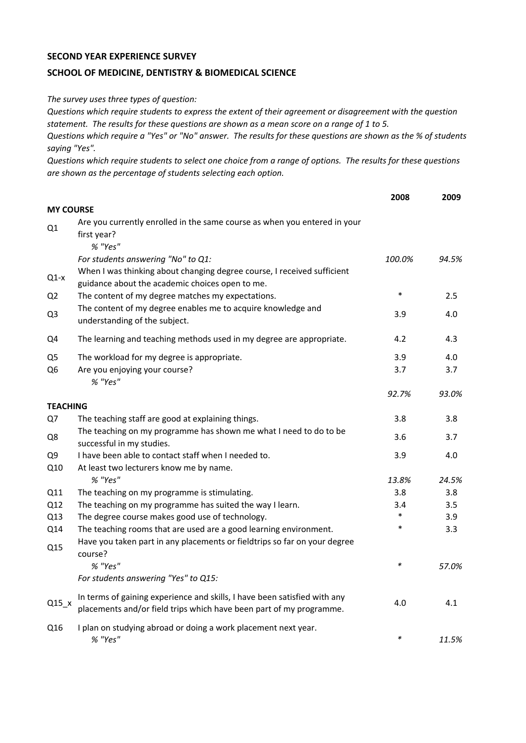**SECOND YEAR EXPERIENCE SURVEY**

**SCHOOL OF MEDICINE, DENTISTRY & BIOMEDICAL SCIENCE**

*The survey uses three types of question:*
*Questions which require students to express the extent of their agreement or disagreement with the question statement. The results for these questions are shown as a mean score on a range of 1 to 5.*
*Questions which require a "Yes" or "No" answer. The results for these questions are shown as the % of students saying "Yes".*
*Questions which require students to select one choice from a range of options. The results for these questions are shown as the percentage of students selecting each option.*

| | | 2008 | 2009 |
|---|---|---|---|
| **MY COURSE** | | | |
| Q1 | Are you currently enrolled in the same course as when you entered in your first year? | | |
| | *% "Yes"* | | |
| | *For students answering "No" to Q1:* | *100.0%* | *94.5%* |
| Q1-x | When I was thinking about changing degree course, I received sufficient guidance about the academic choices open to me. | | |
| Q2 | The content of my degree matches my expectations. | * | 2.5 |
| Q3 | The content of my degree enables me to acquire knowledge and understanding of the subject. | 3.9 | 4.0 |
| Q4 | The learning and teaching methods used in my degree are appropriate. | 4.2 | 4.3 |
| Q5 | The workload for my degree is appropriate. | 3.9 | 4.0 |
| Q6 | Are you enjoying your course? | 3.7 | 3.7 |
| | *% "Yes"* | *92.7%* | *93.0%* |
| **TEACHING** | | | |
| Q7 | The teaching staff are good at explaining things. | 3.8 | 3.8 |
| Q8 | The teaching on my programme has shown me what I need to do to be successful in my studies. | 3.6 | 3.7 |
| Q9 | I have been able to contact staff when I needed to. | 3.9 | 4.0 |
| Q10 | At least two lecturers know me by name. | | |
| | *% "Yes"* | *13.8%* | *24.5%* |
| Q11 | The teaching on my programme is stimulating. | 3.8 | 3.8 |
| Q12 | The teaching on my programme has suited the way I learn. | 3.4 | 3.5 |
| Q13 | The degree course makes good use of technology. | * | 3.9 |
| Q14 | The teaching rooms that are used are a good learning environment. | * | 3.3 |
| Q15 | Have you taken part in any placements or fieldtrips so far on your degree course? | | |
| | *% "Yes"* | * | *57.0%* |
| | *For students answering "Yes" to Q15:* | | |
| Q15_x | In terms of gaining experience and skills, I have been satisfied with any placements and/or field trips which have been part of my programme. | 4.0 | 4.1 |
| Q16 | I plan on studying abroad or doing a work placement next year. | | |
| | *% "Yes"* | * | *11.5%* |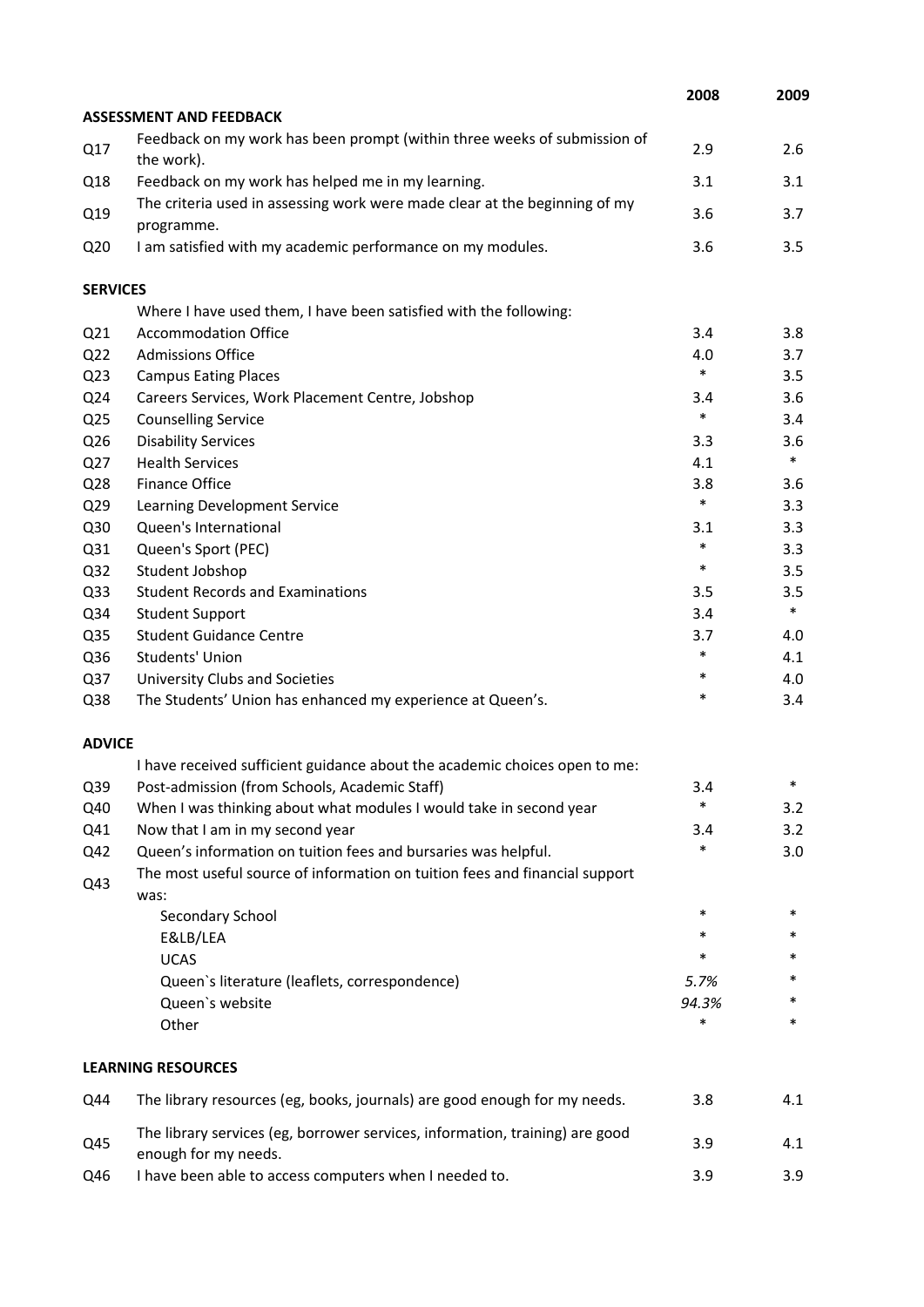| | | 2008 | 2009 |
|---|---|---|---|
| **ASSESSMENT AND FEEDBACK** | | | |
| Q17 | Feedback on my work has been prompt (within three weeks of submission of the work). | 2.9 | 2.6 |
| Q18 | Feedback on my work has helped me in my learning. | 3.1 | 3.1 |
| Q19 | The criteria used in assessing work were made clear at the beginning of my programme. | 3.6 | 3.7 |
| Q20 | I am satisfied with my academic performance on my modules. | 3.6 | 3.5 |
| **SERVICES** | | | |
| | Where I have used them, I have been satisfied with the following: | | |
| Q21 | Accommodation Office | 3.4 | 3.8 |
| Q22 | Admissions Office | 4.0 | 3.7 |
| Q23 | Campus Eating Places | * | 3.5 |
| Q24 | Careers Services, Work Placement Centre, Jobshop | 3.4 | 3.6 |
| Q25 | Counselling Service | * | 3.4 |
| Q26 | Disability Services | 3.3 | 3.6 |
| Q27 | Health Services | 4.1 | * |
| Q28 | Finance Office | 3.8 | 3.6 |
| Q29 | Learning Development Service | * | 3.3 |
| Q30 | Queen's International | 3.1 | 3.3 |
| Q31 | Queen's Sport (PEC) | * | 3.3 |
| Q32 | Student Jobshop | * | 3.5 |
| Q33 | Student Records and Examinations | 3.5 | 3.5 |
| Q34 | Student Support | 3.4 | * |
| Q35 | Student Guidance Centre | 3.7 | 4.0 |
| Q36 | Students' Union | * | 4.1 |
| Q37 | University Clubs and Societies | * | 4.0 |
| Q38 | The Students' Union has enhanced my experience at Queen's. | * | 3.4 |
| **ADVICE** | | | |
| | I have received sufficient guidance about the academic choices open to me: | | |
| Q39 | Post-admission (from Schools, Academic Staff) | 3.4 | * |
| Q40 | When I was thinking about what modules I would take in second year | * | 3.2 |
| Q41 | Now that I am in my second year | 3.4 | 3.2 |
| Q42 | Queen's information on tuition fees and bursaries was helpful. | * | 3.0 |
| Q43 | The most useful source of information on tuition fees and financial support was: | | |
| | Secondary School | * | * |
| | E&LB/LEA | * | * |
| | UCAS | * | * |
| | Queen`s literature (leaflets, correspondence) | *5.7%* | * |
| | Queen`s website | *94.3%* | * |
| | Other | * | * |
| **LEARNING RESOURCES** | | | |
| Q44 | The library resources (eg, books, journals) are good enough for my needs. | 3.8 | 4.1 |
| Q45 | The library services (eg, borrower services, information, training) are good enough for my needs. | 3.9 | 4.1 |
| Q46 | I have been able to access computers when I needed to. | 3.9 | 3.9 |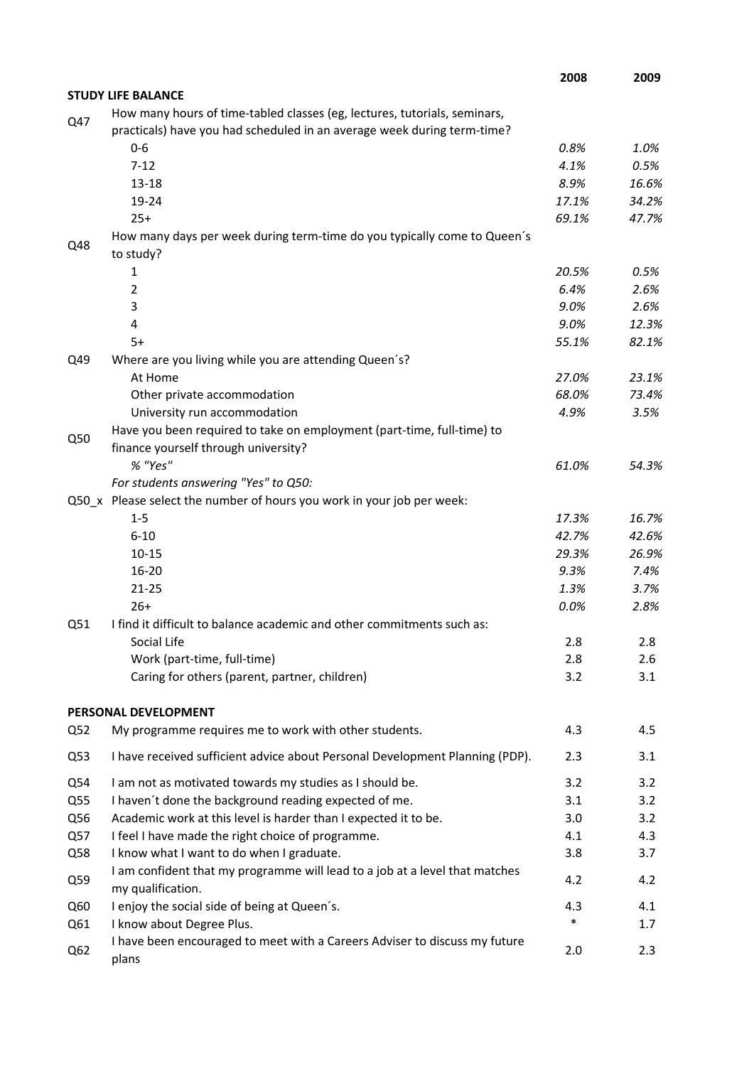| | | 2008 | 2009 |
|---|---|---|---|
| **STUDY LIFE BALANCE** | | | |
| Q47 | How many hours of time-tabled classes (eg, lectures, tutorials, seminars, practicals) have you had scheduled in an average week during term-time? | | |
| | 0-6 | *0.8%* | *1.0%* |
| | 7-12 | *4.1%* | *0.5%* |
| | 13-18 | *8.9%* | *16.6%* |
| | 19-24 | *17.1%* | *34.2%* |
| | 25+ | *69.1%* | *47.7%* |
| Q48 | How many days per week during term-time do you typically come to Queen´s to study? | | |
| | 1 | *20.5%* | *0.5%* |
| | 2 | *6.4%* | *2.6%* |
| | 3 | *9.0%* | *2.6%* |
| | 4 | *9.0%* | *12.3%* |
| | 5+ | *55.1%* | *82.1%* |
| Q49 | Where are you living while you are attending Queen´s? | | |
| | At Home | *27.0%* | *23.1%* |
| | Other private accommodation | *68.0%* | *73.4%* |
| | University run accommodation | *4.9%* | *3.5%* |
| Q50 | Have you been required to take on employment (part-time, full-time) to finance yourself through university? | | |
| | *% "Yes"* | *61.0%* | *54.3%* |
| | *For students answering "Yes" to Q50:* | | |
| Q50_x | Please select the number of hours you work in your job per week: | | |
| | 1-5 | *17.3%* | *16.7%* |
| | 6-10 | *42.7%* | *42.6%* |
| | 10-15 | *29.3%* | *26.9%* |
| | 16-20 | *9.3%* | *7.4%* |
| | 21-25 | *1.3%* | *3.7%* |
| | 26+ | *0.0%* | *2.8%* |
| Q51 | I find it difficult to balance academic and other commitments such as: | | |
| | Social Life | 2.8 | 2.8 |
| | Work (part-time, full-time) | 2.8 | 2.6 |
| | Caring for others (parent, partner, children) | 3.2 | 3.1 |
| **PERSONAL DEVELOPMENT** | | | |
| Q52 | My programme requires me to work with other students. | 4.3 | 4.5 |
| Q53 | I have received sufficient advice about Personal Development Planning (PDP). | 2.3 | 3.1 |
| Q54 | I am not as motivated towards my studies as I should be. | 3.2 | 3.2 |
| Q55 | I haven´t done the background reading expected of me. | 3.1 | 3.2 |
| Q56 | Academic work at this level is harder than I expected it to be. | 3.0 | 3.2 |
| Q57 | I feel I have made the right choice of programme. | 4.1 | 4.3 |
| Q58 | I know what I want to do when I graduate. | 3.8 | 3.7 |
| Q59 | I am confident that my programme will lead to a job at a level that matches my qualification. | 4.2 | 4.2 |
| Q60 | I enjoy the social side of being at Queen´s. | 4.3 | 4.1 |
| Q61 | I know about Degree Plus. | * | 1.7 |
| Q62 | I have been encouraged to meet with a Careers Adviser to discuss my future plans | 2.0 | 2.3 |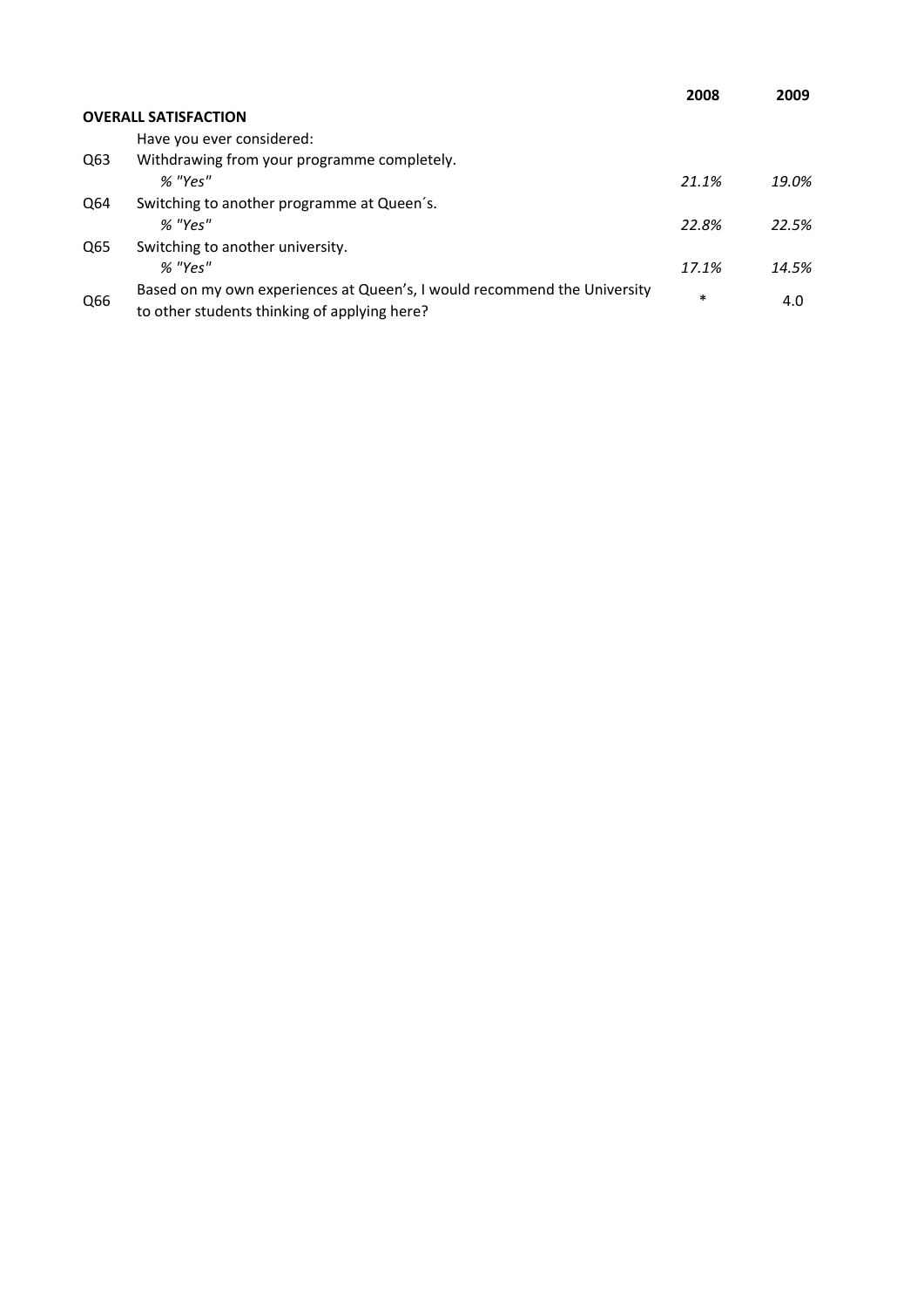| | | 2008 | 2009 |
|---|---|---|---|
| **OVERALL SATISFACTION** | | | |
| | Have you ever considered: | | |
| Q63 | Withdrawing from your programme completely. | | |
| | *% "Yes"* | *21.1%* | *19.0%* |
| Q64 | Switching to another programme at Queen´s. | | |
| | *% "Yes"* | *22.8%* | *22.5%* |
| Q65 | Switching to another university. | | |
| | *% "Yes"* | *17.1%* | *14.5%* |
| Q66 | Based on my own experiences at Queen's, I would recommend the University to other students thinking of applying here? | * | 4.0 |